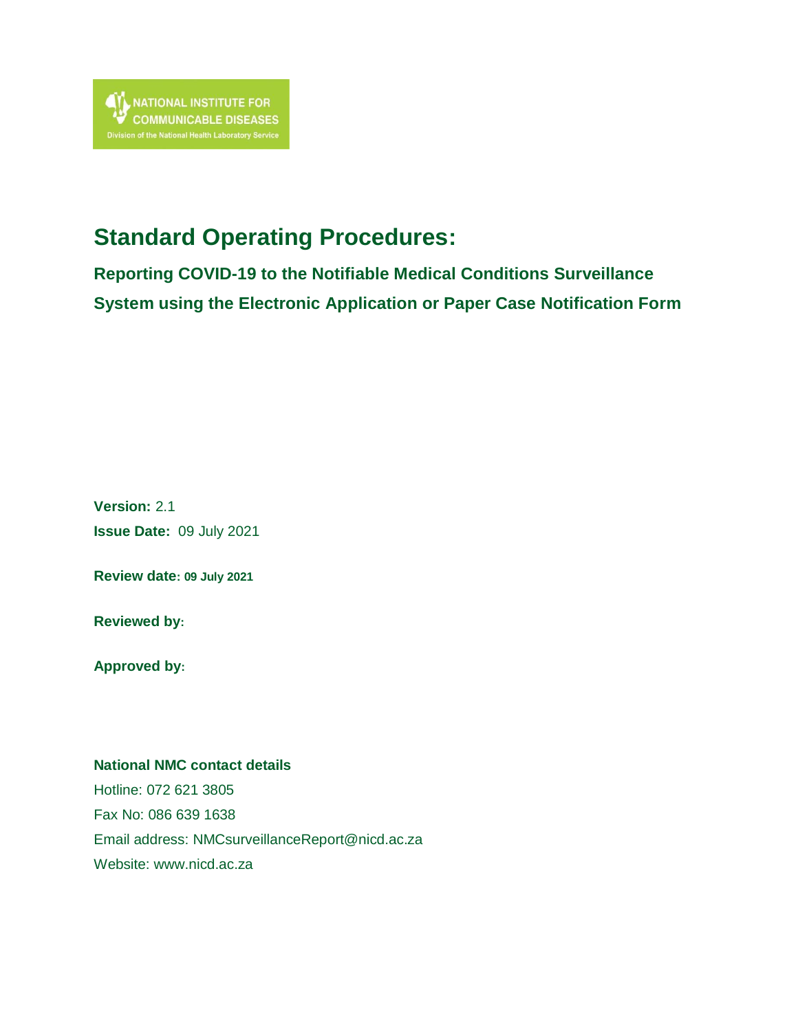NATIONAL INSTITUTE FOR COMMUNICABLE DISEASES

Division of the National Health Laboratory Service

# Standard Operating Procedures:

## Reporting COVID-19 to the Notifiable Medical Conditions Surveillance System using the Electronic Application or Paper Case Notification Form

**Version:** 2.1

**Issue Date:** 09 July 2021

**Review date: 09 July 2021**

**Reviewed by:**

**Approved by:**

**National NMC contact details**

Hotline: 072 621 3805

Fax No: 086 639 1638

Email address: NMCsurveillanceReport@nicd.ac.za

Website: www.nicd.ac.za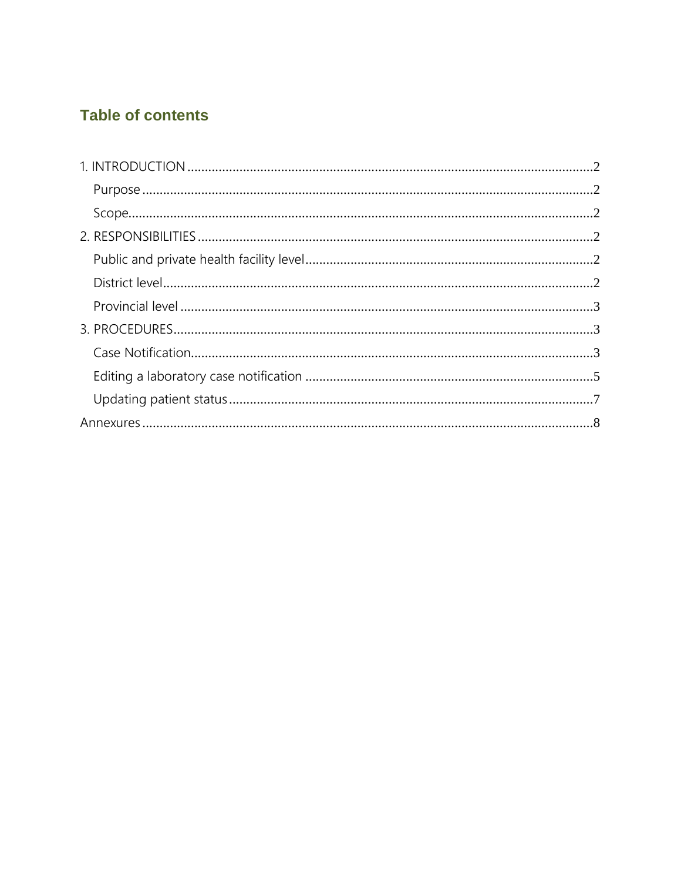## Table of contents

1. INTRODUCTION ........................................................................................................ 2
    - Purpose ........................................................................................................ 2
    - Scope ........................................................................................................ 2
2. RESPONSIBILITIES ........................................................................................................ 2
    - Public and private health facility level ........................................................................................................ 2
    - District level ........................................................................................................ 2
    - Provincial level ........................................................................................................ 3
3. PROCEDURES ........................................................................................................ 3
    - Case Notification ........................................................................................................ 3
    - Editing a laboratory case notification ........................................................................................................ 5
    - Updating patient status ........................................................................................................ 7

Annexures ........................................................................................................ 8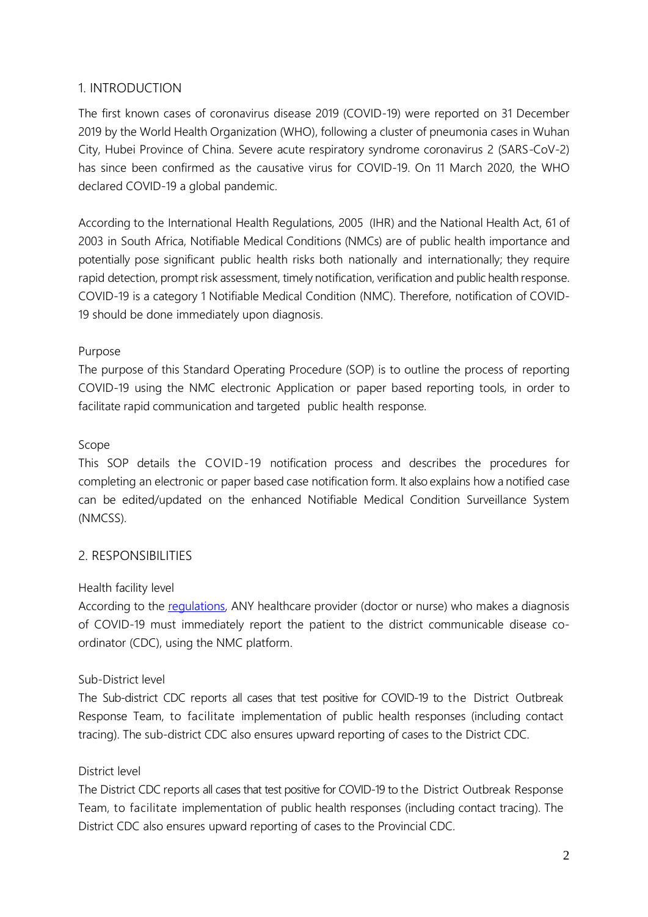## 1. INTRODUCTION

The first known cases of coronavirus disease 2019 (COVID-19) were reported on 31 December 2019 by the World Health Organization (WHO), following a cluster of pneumonia cases in Wuhan City, Hubei Province of China. Severe acute respiratory syndrome coronavirus 2 (SARS-CoV-2) has since been confirmed as the causative virus for COVID-19. On 11 March 2020, the WHO declared COVID-19 a global pandemic.

According to the International Health Regulations, 2005 (IHR) and the National Health Act, 61 of 2003 in South Africa, Notifiable Medical Conditions (NMCs) are of public health importance and potentially pose significant public health risks both nationally and internationally; they require rapid detection, prompt risk assessment, timely notification, verification and public health response. COVID-19 is a category 1 Notifiable Medical Condition (NMC). Therefore, notification of COVID-19 should be done immediately upon diagnosis.

### Purpose

The purpose of this Standard Operating Procedure (SOP) is to outline the process of reporting COVID-19 using the NMC electronic Application or paper based reporting tools, in order to facilitate rapid communication and targeted public health response.

### Scope

This SOP details the COVID-19 notification process and describes the procedures for completing an electronic or paper based case notification form. It also explains how a notified case can be edited/updated on the enhanced Notifiable Medical Condition Surveillance System (NMCSS).

## 2. RESPONSIBILITIES

### Health facility level

According to the regulations, ANY healthcare provider (doctor or nurse) who makes a diagnosis of COVID-19 must immediately report the patient to the district communicable disease co-ordinator (CDC), using the NMC platform.

### Sub-District level

The Sub-district CDC reports all cases that test positive for COVID-19 to the District Outbreak Response Team, to facilitate implementation of public health responses (including contact tracing). The sub-district CDC also ensures upward reporting of cases to the District CDC.

### District level

The District CDC reports all cases that test positive for COVID-19 to the District Outbreak Response Team, to facilitate implementation of public health responses (including contact tracing). The District CDC also ensures upward reporting of cases to the Provincial CDC.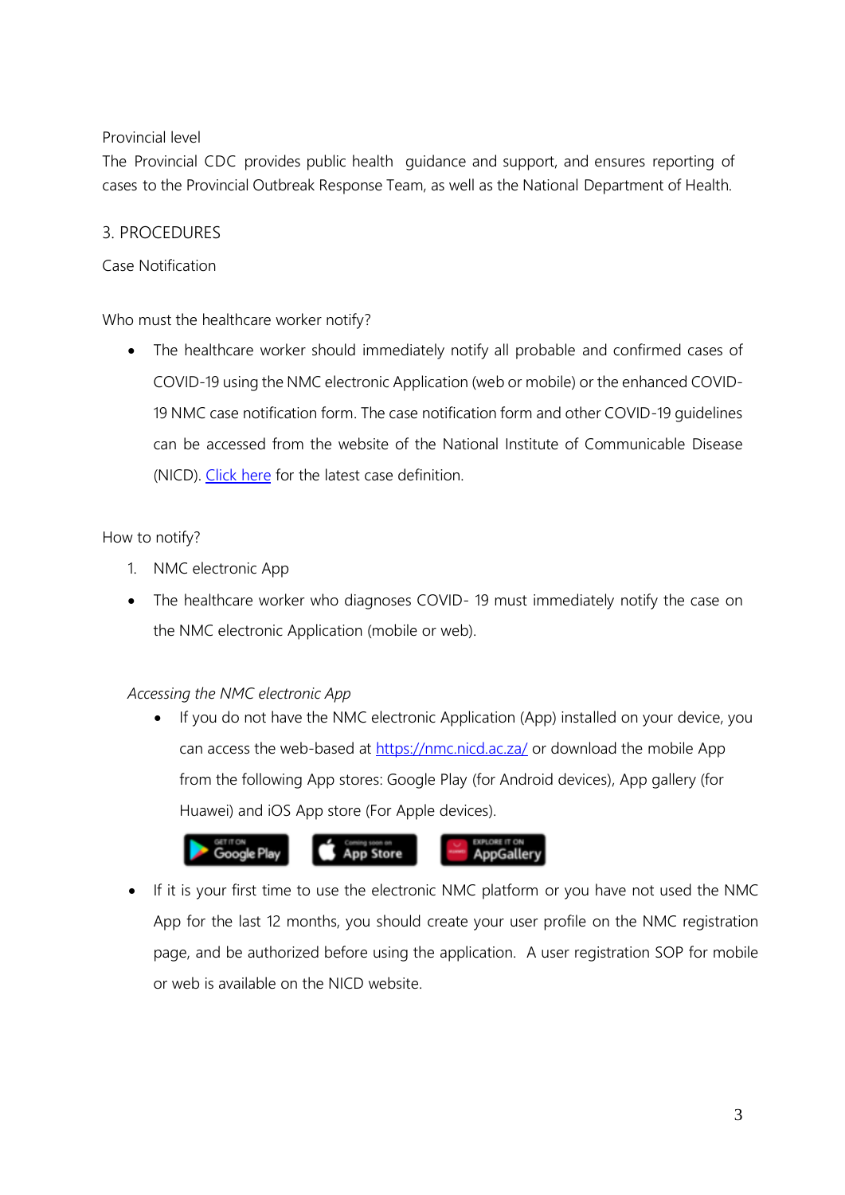Provincial level

The Provincial CDC provides public health guidance and support, and ensures reporting of cases to the Provincial Outbreak Response Team, as well as the National Department of Health.

## 3. PROCEDURES

### Case Notification

Who must the healthcare worker notify?

- The healthcare worker should immediately notify all probable and confirmed cases of COVID-19 using the NMC electronic Application (web or mobile) or the enhanced COVID-19 NMC case notification form. The case notification form and other COVID-19 guidelines can be accessed from the website of the National Institute of Communicable Disease (NICD). Click here for the latest case definition.

How to notify?

1. NMC electronic App

- The healthcare worker who diagnoses COVID- 19 must immediately notify the case on the NMC electronic Application (mobile or web).

*Accessing the NMC electronic App*

- If you do not have the NMC electronic Application (App) installed on your device, you can access the web-based at https://nmc.nicd.ac.za/ or download the mobile App from the following App stores: Google Play (for Android devices), App gallery (for Huawei) and iOS App store (For Apple devices).

GET IT ON Google Play | Coming soon on App Store | EXPLORE IT ON AppGallery

- If it is your first time to use the electronic NMC platform or you have not used the NMC App for the last 12 months, you should create your user profile on the NMC registration page, and be authorized before using the application. A user registration SOP for mobile or web is available on the NICD website.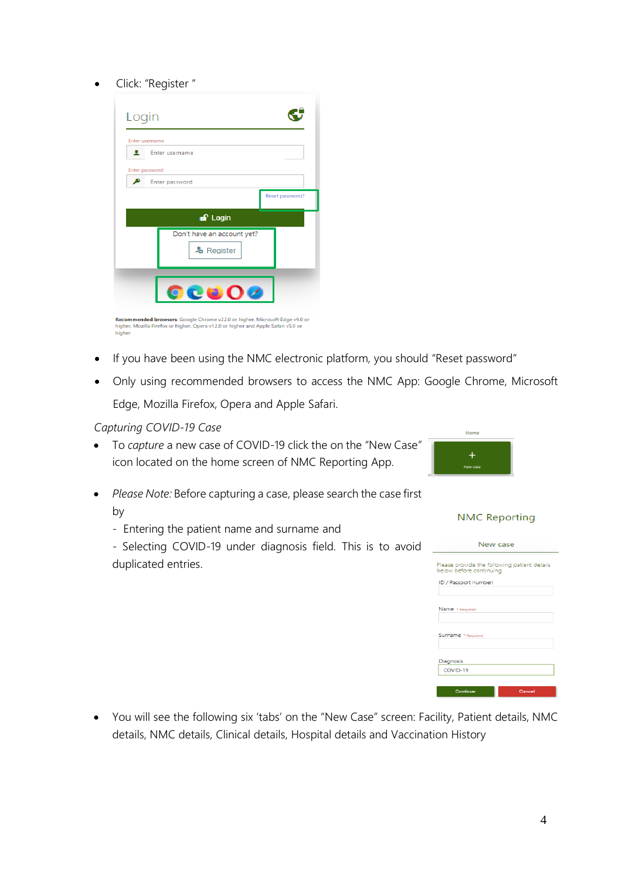- Click: "Register "

- If you have been using the NMC electronic platform, you should "Reset password"
- Only using recommended browsers to access the NMC App: Google Chrome, Microsoft Edge, Mozilla Firefox, Opera and Apple Safari.

*Capturing COVID-19 Case*

- To *capture* a new case of COVID-19 click the on the "New Case" icon located on the home screen of NMC Reporting App.
- *Please Note:* Before capturing a case, please search the case first by
  - Entering the patient name and surname and
  - Selecting COVID-19 under diagnosis field. This is to avoid duplicated entries.

- You will see the following six 'tabs' on the "New Case" screen: Facility, Patient details, NMC details, NMC details, Clinical details, Hospital details and Vaccination History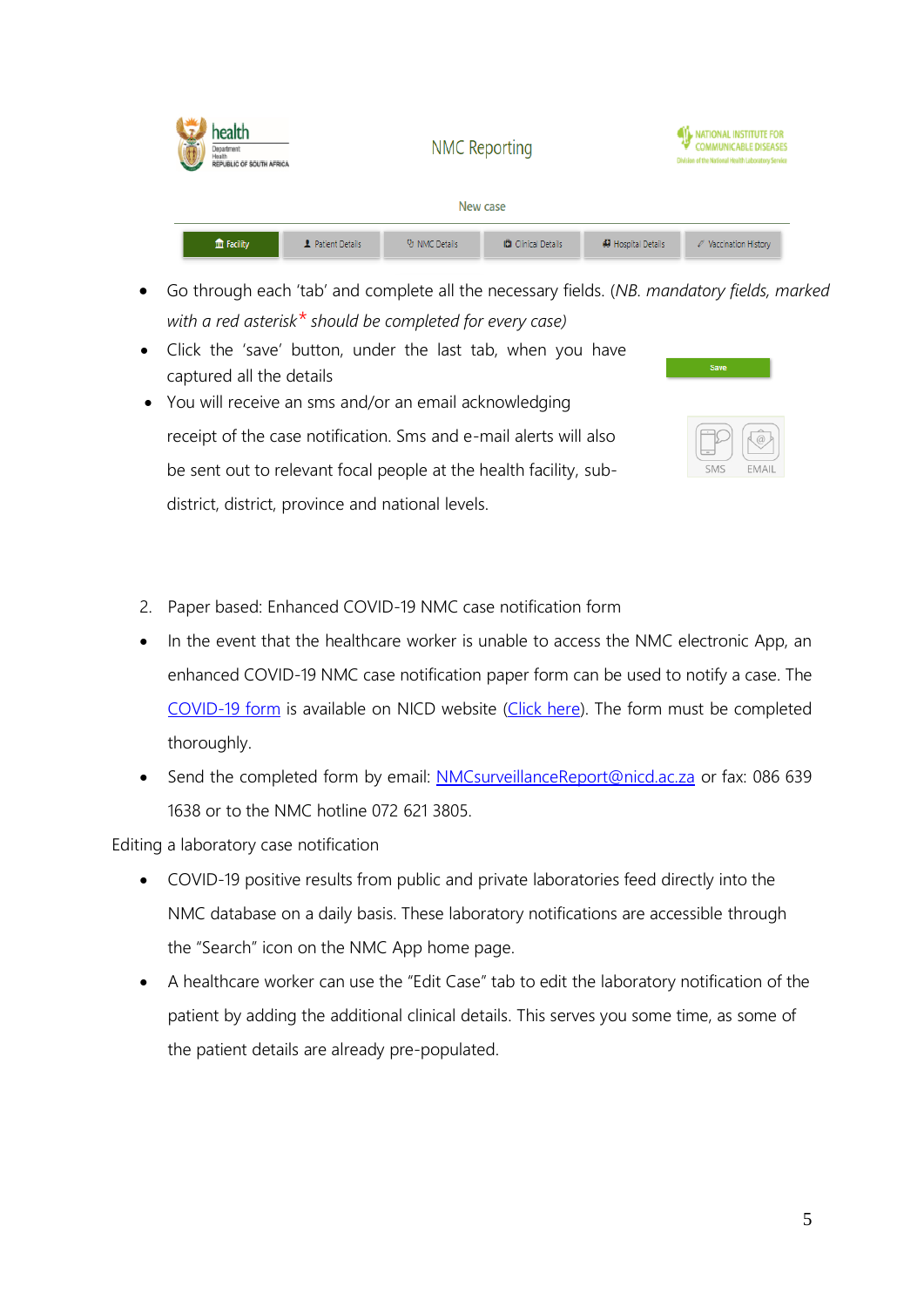NMC Reporting

New case

Facility | Patient Details | NMC Details | Clinical Details | Hospital Details | Vaccination History

- Go through each 'tab' and complete all the necessary fields. (*NB. mandatory fields, marked with a red asterisk* * *should be completed for every case)*
- Click the 'save' button, under the last tab, when you have captured all the details
- You will receive an sms and/or an email acknowledging receipt of the case notification. Sms and e-mail alerts will also be sent out to relevant focal people at the health facility, sub-district, district, province and national levels.

2. Paper based: Enhanced COVID-19 NMC case notification form

- In the event that the healthcare worker is unable to access the NMC electronic App, an enhanced COVID-19 NMC case notification paper form can be used to notify a case. The COVID-19 form is available on NICD website (Click here). The form must be completed thoroughly.
- Send the completed form by email: NMCsurveillanceReport@nicd.ac.za or fax: 086 639 1638 or to the NMC hotline 072 621 3805.

Editing a laboratory case notification

- COVID-19 positive results from public and private laboratories feed directly into the NMC database on a daily basis. These laboratory notifications are accessible through the "Search" icon on the NMC App home page.
- A healthcare worker can use the "Edit Case" tab to edit the laboratory notification of the patient by adding the additional clinical details. This serves you some time, as some of the patient details are already pre-populated.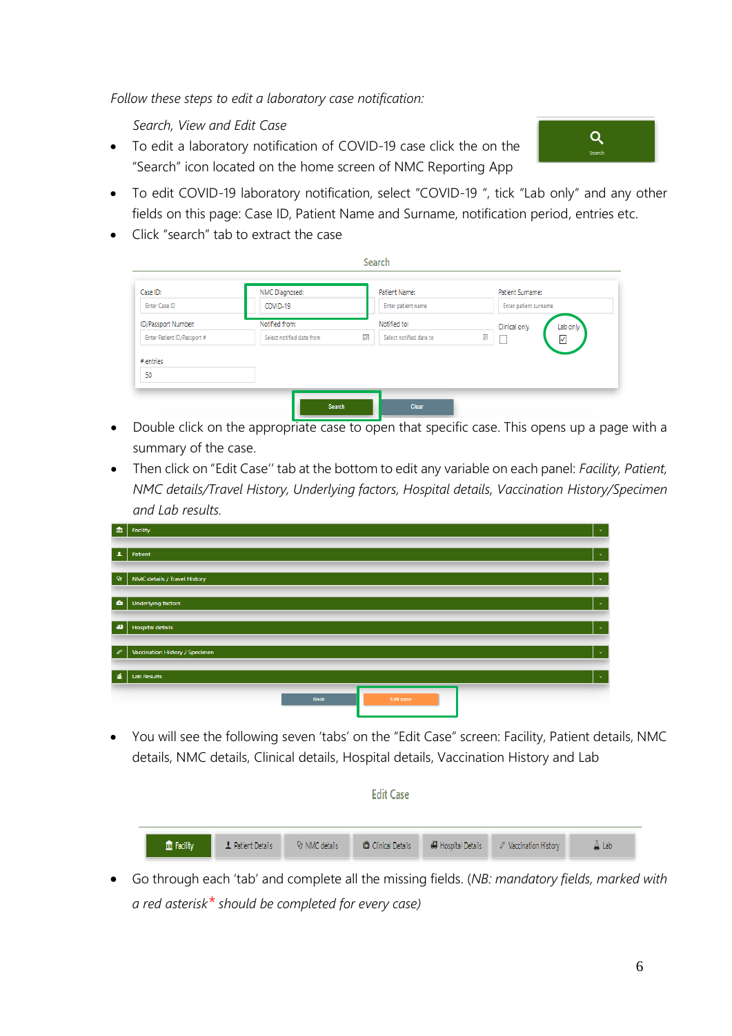*Follow these steps to edit a laboratory case notification:*

*Search, View and Edit Case*

- To edit a laboratory notification of COVID-19 case click the on the "Search" icon located on the home screen of NMC Reporting App
- To edit COVID-19 laboratory notification, select "COVID-19 ", tick "Lab only" and any other fields on this page: Case ID, Patient Name and Surname, notification period, entries etc.
- Click "search" tab to extract the case
- Double click on the appropriate case to open that specific case. This opens up a page with a summary of the case.
- Then click on "Edit Case'' tab at the bottom to edit any variable on each panel: *Facility, Patient, NMC details/Travel History, Underlying factors, Hospital details, Vaccination History/Specimen and Lab results.*
- You will see the following seven 'tabs' on the "Edit Case" screen: Facility, Patient details, NMC details, NMC details, Clinical details, Hospital details, Vaccination History and Lab
- Go through each 'tab' and complete all the missing fields. (*NB: mandatory fields, marked with a red asterisk* * *should be completed for every case)*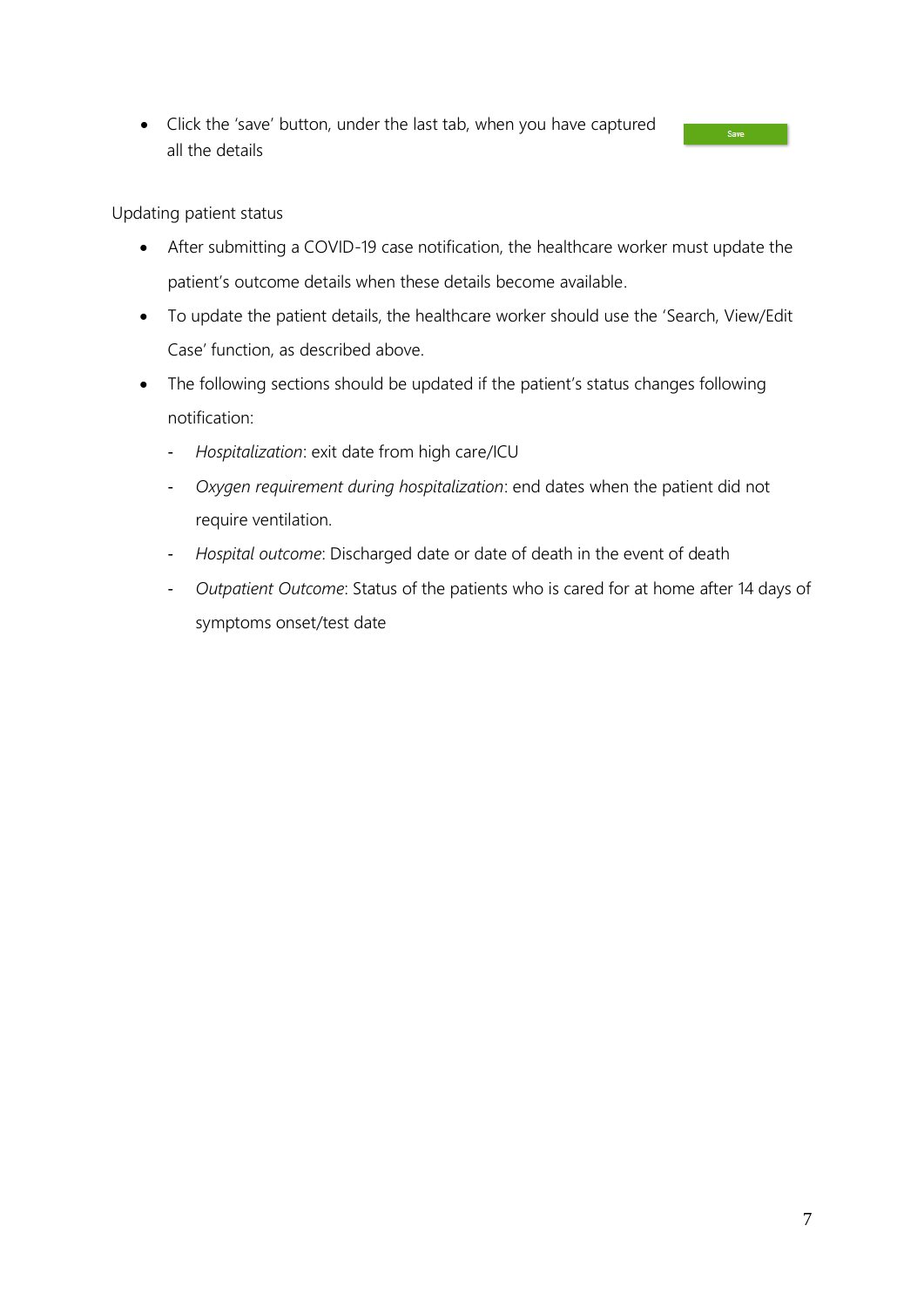- Click the 'save' button, under the last tab, when you have captured all the details

Updating patient status

- After submitting a COVID-19 case notification, the healthcare worker must update the patient's outcome details when these details become available.
- To update the patient details, the healthcare worker should use the 'Search, View/Edit Case' function, as described above.
- The following sections should be updated if the patient's status changes following notification:
  - *Hospitalization*: exit date from high care/ICU
  - *Oxygen requirement during hospitalization*: end dates when the patient did not require ventilation.
  - *Hospital outcome*: Discharged date or date of death in the event of death
  - *Outpatient Outcome*: Status of the patients who is cared for at home after 14 days of symptoms onset/test date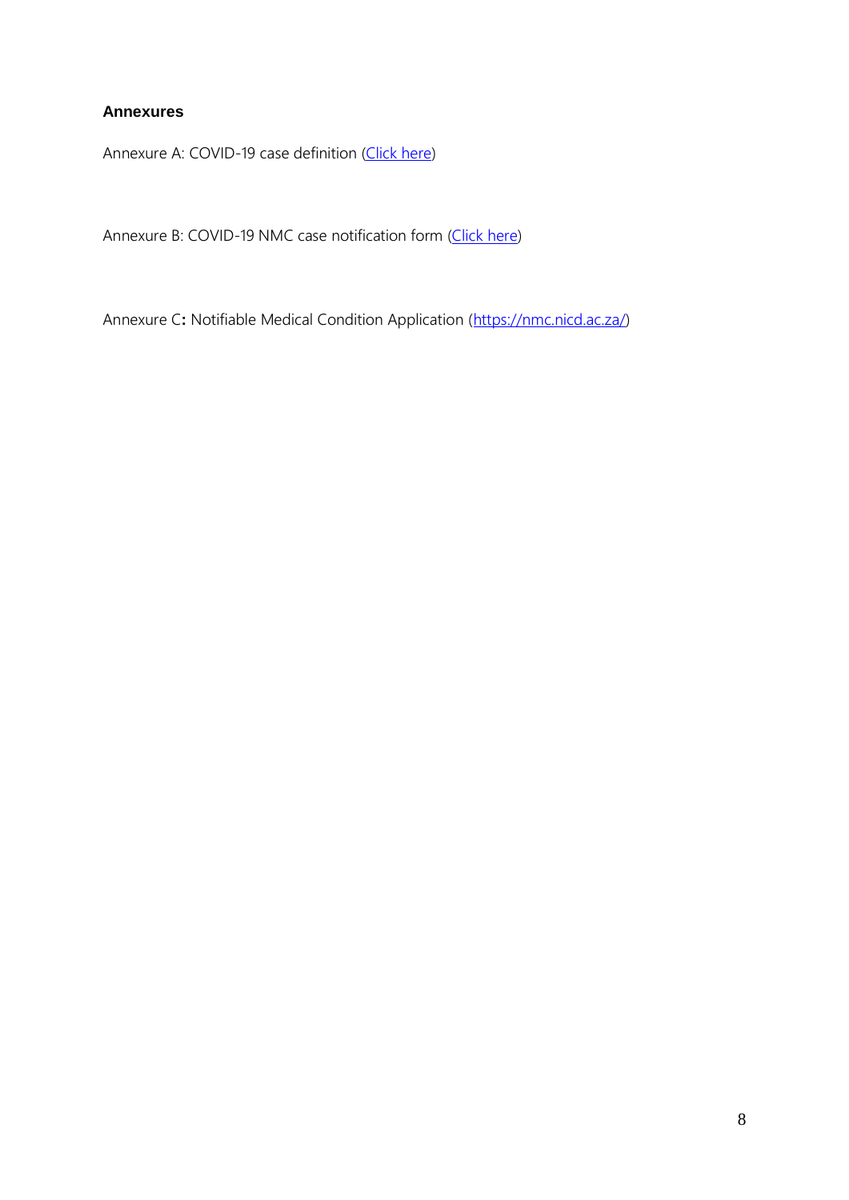**Annexures**

Annexure A: COVID-19 case definition (Click here)

Annexure B: COVID-19 NMC case notification form (Click here)

Annexure C**:** Notifiable Medical Condition Application (https://nmc.nicd.ac.za/)